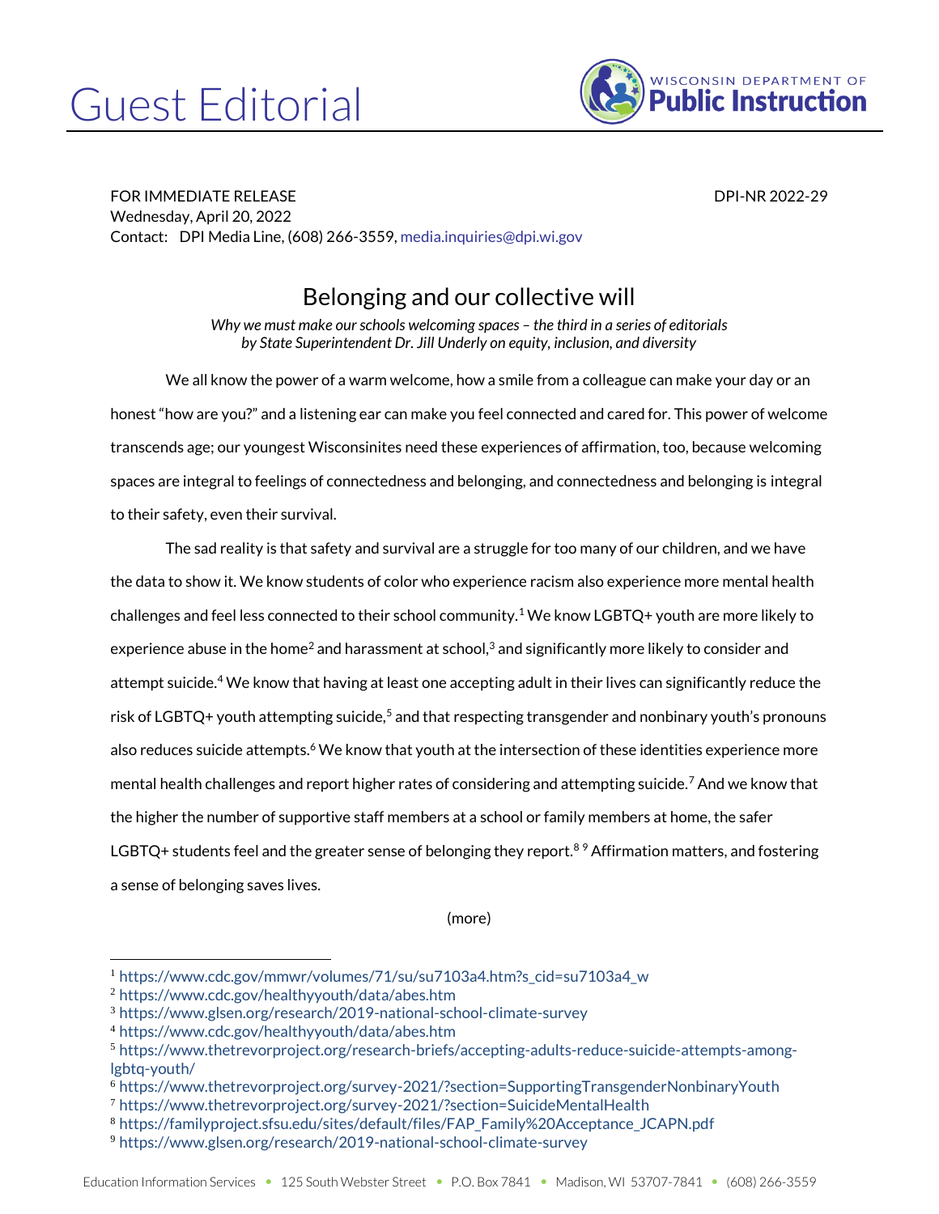# Guest Editorial

WISCONSIN DEPARTMENT OF **Public Instruction**

FOR IMMEDIATE RELEASE DPI-NR 2022-29
Wednesday, April 20, 2022
Contact: DPI Media Line, (608) 266-3559, media.inquiries@dpi.wi.gov

## Belonging and our collective will

*Why we must make our schools welcoming spaces – the third in a series of editorials by State Superintendent Dr. Jill Underly on equity, inclusion, and diversity*

We all know the power of a warm welcome, how a smile from a colleague can make your day or an honest "how are you?" and a listening ear can make you feel connected and cared for. This power of welcome transcends age; our youngest Wisconsinites need these experiences of affirmation, too, because welcoming spaces are integral to feelings of connectedness and belonging, and connectedness and belonging is integral to their safety, even their survival.

The sad reality is that safety and survival are a struggle for too many of our children, and we have the data to show it. We know students of color who experience racism also experience more mental health challenges and feel less connected to their school community.[1] We know LGBTQ+ youth are more likely to experience abuse in the home[2] and harassment at school,[3] and significantly more likely to consider and attempt suicide.[4] We know that having at least one accepting adult in their lives can significantly reduce the risk of LGBTQ+ youth attempting suicide,[5] and that respecting transgender and nonbinary youth's pronouns also reduces suicide attempts.[6] We know that youth at the intersection of these identities experience more mental health challenges and report higher rates of considering and attempting suicide.[7] And we know that the higher the number of supportive staff members at a school or family members at home, the safer LGBTQ+ students feel and the greater sense of belonging they report.[8 9] Affirmation matters, and fostering a sense of belonging saves lives.

(more)

---

[1] https://www.cdc.gov/mmwr/volumes/71/su/su7103a4.htm?s_cid=su7103a4_w
[2] https://www.cdc.gov/healthyyouth/data/abes.htm
[3] https://www.glsen.org/research/2019-national-school-climate-survey
[4] https://www.cdc.gov/healthyyouth/data/abes.htm
[5] https://www.thetrevorproject.org/research-briefs/accepting-adults-reduce-suicide-attempts-among-lgbtq-youth/
[6] https://www.thetrevorproject.org/survey-2021/?section=SupportingTransgenderNonbinaryYouth
[7] https://www.thetrevorproject.org/survey-2021/?section=SuicideMentalHealth
[8] https://familyproject.sfsu.edu/sites/default/files/FAP_Family%20Acceptance_JCAPN.pdf
[9] https://www.glsen.org/research/2019-national-school-climate-survey

Education Information Services • 125 South Webster Street • P.O. Box 7841 • Madison, WI 53707-7841 • (608) 266-3559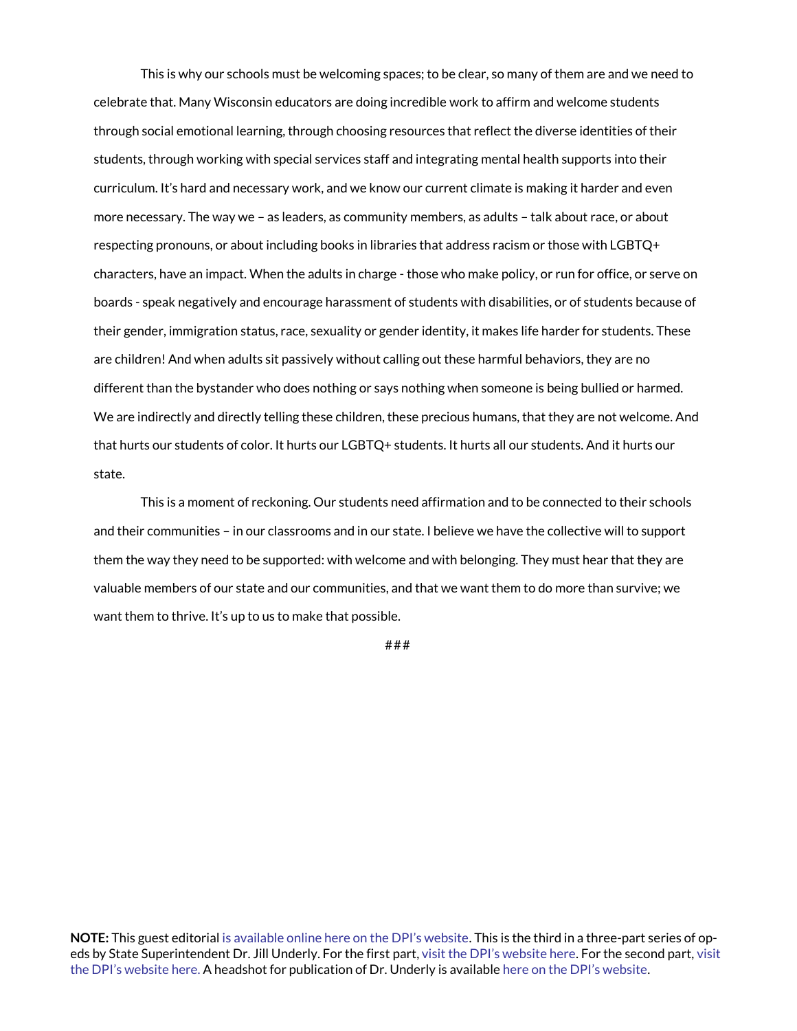This is why our schools must be welcoming spaces; to be clear, so many of them are and we need to celebrate that. Many Wisconsin educators are doing incredible work to affirm and welcome students through social emotional learning, through choosing resources that reflect the diverse identities of their students, through working with special services staff and integrating mental health supports into their curriculum. It's hard and necessary work, and we know our current climate is making it harder and even more necessary. The way we – as leaders, as community members, as adults – talk about race, or about respecting pronouns, or about including books in libraries that address racism or those with LGBTQ+ characters, have an impact. When the adults in charge - those who make policy, or run for office, or serve on boards - speak negatively and encourage harassment of students with disabilities, or of students because of their gender, immigration status, race, sexuality or gender identity, it makes life harder for students. These are children! And when adults sit passively without calling out these harmful behaviors, they are no different than the bystander who does nothing or says nothing when someone is being bullied or harmed. We are indirectly and directly telling these children, these precious humans, that they are not welcome. And that hurts our students of color. It hurts our LGBTQ+ students. It hurts all our students. And it hurts our state.

This is a moment of reckoning. Our students need affirmation and to be connected to their schools and their communities – in our classrooms and in our state. I believe we have the collective will to support them the way they need to be supported: with welcome and with belonging. They must hear that they are valuable members of our state and our communities, and that we want them to do more than survive; we want them to thrive. It's up to us to make that possible.

###

**NOTE:** This guest editorial is available online here on the DPI's website. This is the third in a three-part series of op-eds by State Superintendent Dr. Jill Underly. For the first part, visit the DPI's website here. For the second part, visit the DPI's website here. A headshot for publication of Dr. Underly is available here on the DPI's website.